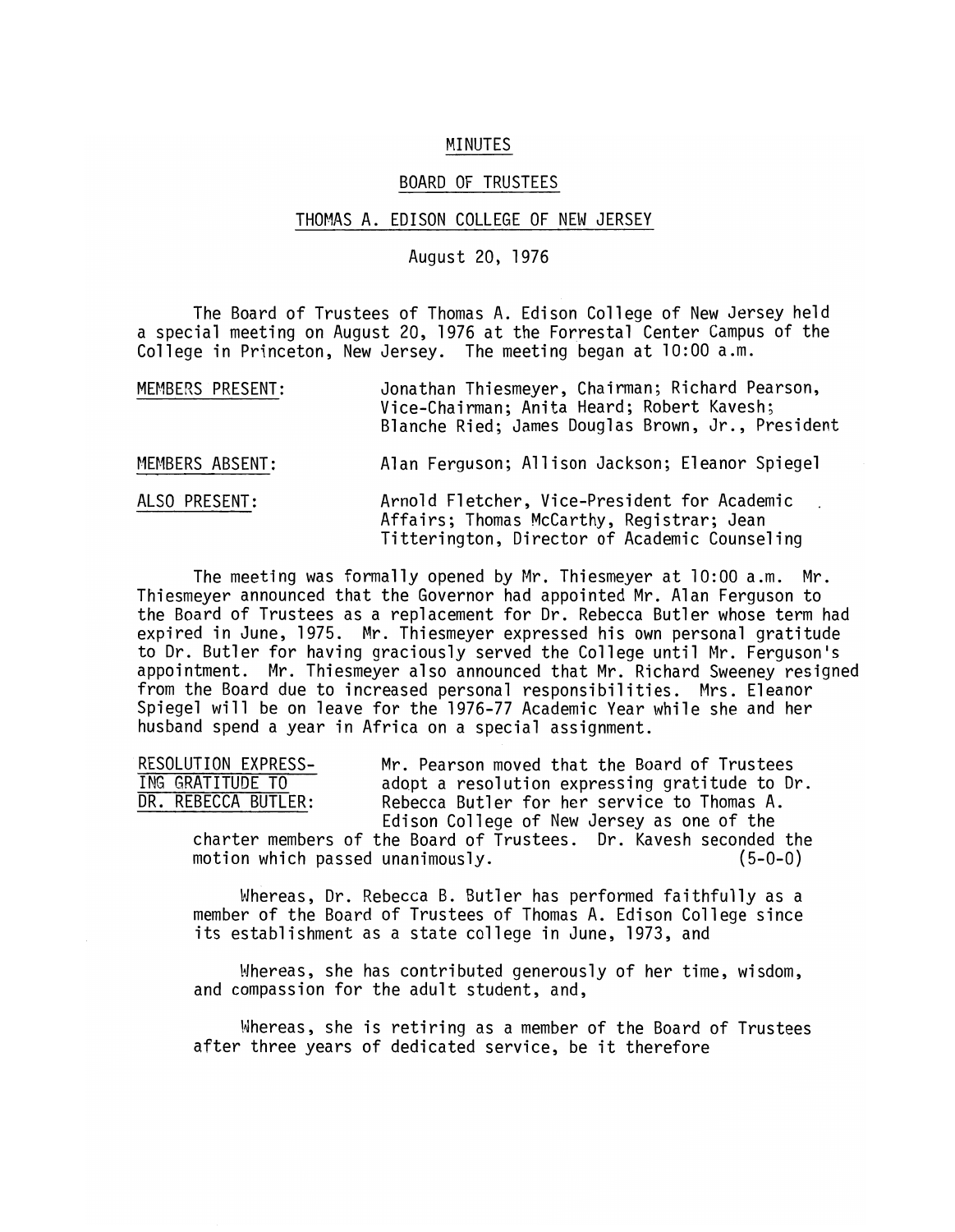# MINUTES

## BOARD OF TRUSTEES

## THOMAS A. EDISON COLLEGE OF NEW JERSEY

August 20, 1976

The Board of Trustees of Thomas A. Edison College of New Jersey held a special meeting on August 20, 1976 at the Forrestal Center Campus of the College in Princeton, New Jersey. The meeting began at 10:00 a.m.

| | |
|---|---|
| MEMBERS PRESENT: | Jonathan Thiesmeyer, Chairman; Richard Pearson, Vice-Chairman; Anita Heard; Robert Kavesh; Blanche Ried; James Douglas Brown, Jr., President |
| MEMBERS ABSENT: | Alan Ferguson; Allison Jackson; Eleanor Spiegel |
| ALSO PRESENT: | Arnold Fletcher, Vice-President for Academic Affairs; Thomas McCarthy, Registrar; Jean Titterington, Director of Academic Counseling |

The meeting was formally opened by Mr. Thiesmeyer at 10:00 a.m. Mr. Thiesmeyer announced that the Governor had appointed Mr. Alan Ferguson to the Board of Trustees as a replacement for Dr. Rebecca Butler whose term had expired in June, 1975. Mr. Thiesmeyer expressed his own personal gratitude to Dr. Butler for having graciously served the College until Mr. Ferguson's appointment. Mr. Thiesmeyer also announced that Mr. Richard Sweeney resigned from the Board due to increased personal responsibilities. Mrs. Eleanor Spiegel will be on leave for the 1976-77 Academic Year while she and her husband spend a year in Africa on a special assignment.

RESOLUTION EXPRESSING GRATITUDE TO DR. REBECCA BUTLER: Mr. Pearson moved that the Board of Trustees adopt a resolution expressing gratitude to Dr. Rebecca Butler for her service to Thomas A. Edison College of New Jersey as one of the charter members of the Board of Trustees. Dr. Kavesh seconded the motion which passed unanimously. (5-0-0)

Whereas, Dr. Rebecca B. Butler has performed faithfully as a member of the Board of Trustees of Thomas A. Edison College since its establishment as a state college in June, 1973, and

Whereas, she has contributed generously of her time, wisdom, and compassion for the adult student, and,

Whereas, she is retiring as a member of the Board of Trustees after three years of dedicated service, be it therefore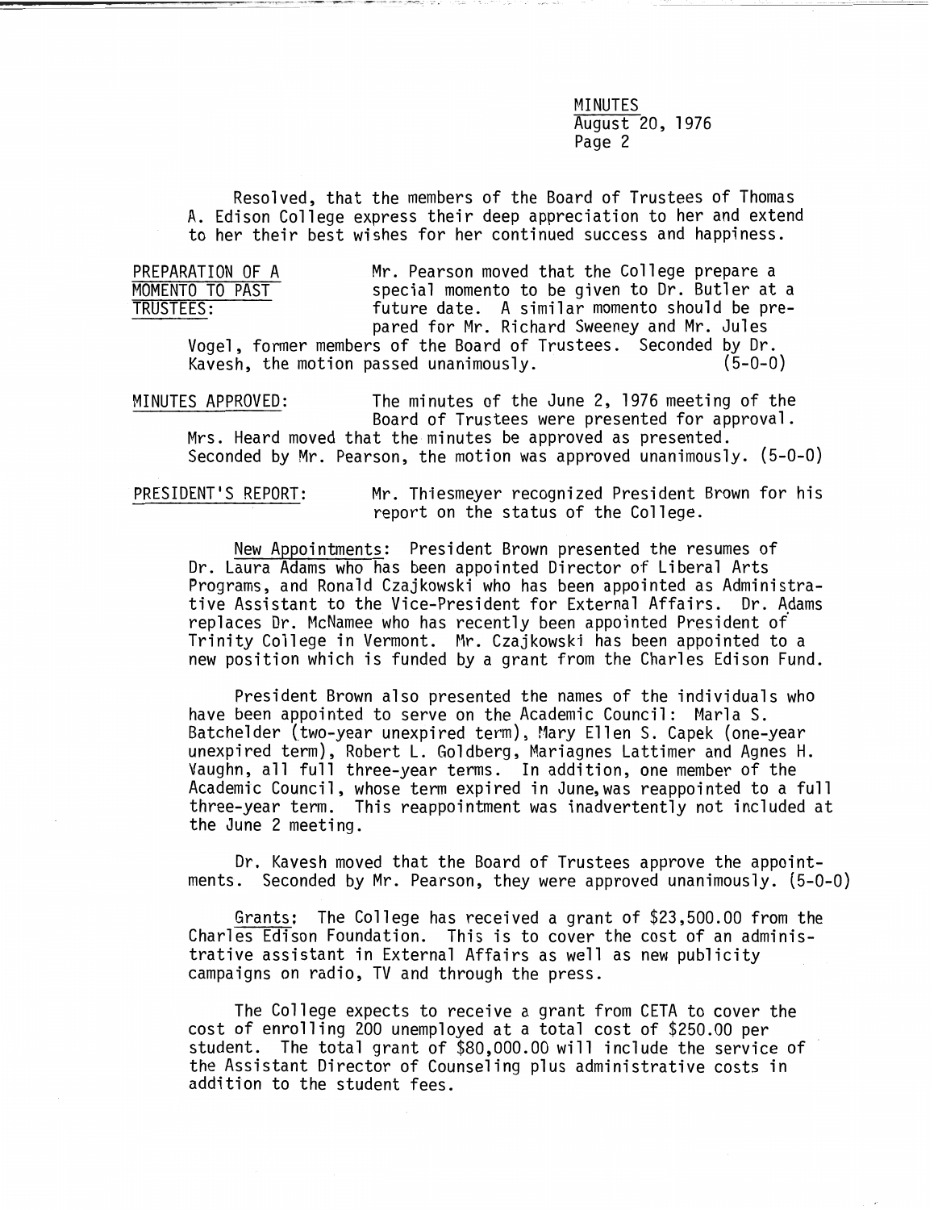Resolved, that the members of the Board of Trustees of Thomas A. Edison College express their deep appreciation to her and extend to her their best wishes for her continued success and happiness.

PREPARATION OF A MOMENTO TO PAST TRUSTEES: Mr. Pearson moved that the College prepare a special momento to be given to Dr. Butler at a future date. A similar momento should be prepared for Mr. Richard Sweeney and Mr. Jules Vogel, former members of the Board of Trustees. Seconded by Dr. Kavesh, the motion passed unanimously. (5-0-0)

MINUTES APPROVED: The minutes of the June 2, 1976 meeting of the Board of Trustees were presented for approval. Mrs. Heard moved that the minutes be approved as presented. Seconded by Mr. Pearson, the motion was approved unanimously. (5-0-0)

PRESIDENT'S REPORT: Mr. Thiesmeyer recognized President Brown for his report on the status of the College.

New Appointments: President Brown presented the resumes of Dr. Laura Adams who has been appointed Director of Liberal Arts Programs, and Ronald Czajkowski who has been appointed as Administrative Assistant to the Vice-President for External Affairs. Dr. Adams replaces Dr. McNamee who has recently been appointed President of Trinity College in Vermont. Mr. Czajkowski has been appointed to a new position which is funded by a grant from the Charles Edison Fund.

President Brown also presented the names of the individuals who have been appointed to serve on the Academic Council: Marla S. Batchelder (two-year unexpired term), Mary Ellen S. Capek (one-year unexpired term), Robert L. Goldberg, Mariagnes Lattimer and Agnes H. Vaughn, all full three-year terms. In addition, one member of the Academic Council, whose term expired in June, was reappointed to a full three-year term. This reappointment was inadvertently not included at the June 2 meeting.

Dr. Kavesh moved that the Board of Trustees approve the appointments. Seconded by Mr. Pearson, they were approved unanimously. (5-0-0)

Grants: The College has received a grant of $23,500.00 from the Charles Edison Foundation. This is to cover the cost of an administrative assistant in External Affairs as well as new publicity campaigns on radio, TV and through the press.

The College expects to receive a grant from CETA to cover the cost of enrolling 200 unemployed at a total cost of $250.00 per student. The total grant of $80,000.00 will include the service of the Assistant Director of Counseling plus administrative costs in addition to the student fees.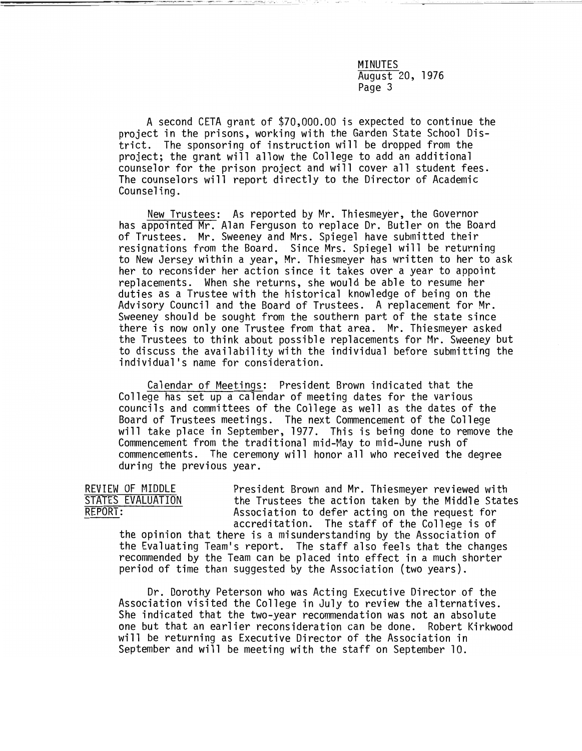A second CETA grant of $70,000.00 is expected to continue the project in the prisons, working with the Garden State School District. The sponsoring of instruction will be dropped from the project; the grant will allow the College to add an additional counselor for the prison project and will cover all student fees. The counselors will report directly to the Director of Academic Counseling.

New Trustees: As reported by Mr. Thiesmeyer, the Governor has appointed Mr. Alan Ferguson to replace Dr. Butler on the Board of Trustees. Mr. Sweeney and Mrs. Spiegel have submitted their resignations from the Board. Since Mrs. Spiegel will be returning to New Jersey within a year, Mr. Thiesmeyer has written to her to ask her to reconsider her action since it takes over a year to appoint replacements. When she returns, she would be able to resume her duties as a Trustee with the historical knowledge of being on the Advisory Council and the Board of Trustees. A replacement for Mr. Sweeney should be sought from the southern part of the state since there is now only one Trustee from that area. Mr. Thiesmeyer asked the Trustees to think about possible replacements for Mr. Sweeney but to discuss the availability with the individual before submitting the individual's name for consideration.

Calendar of Meetings: President Brown indicated that the College has set up a calendar of meeting dates for the various councils and committees of the College as well as the dates of the Board of Trustees meetings. The next Commencement of the College will take place in September, 1977. This is being done to remove the Commencement from the traditional mid-May to mid-June rush of commencements. The ceremony will honor all who received the degree during the previous year.

REVIEW OF MIDDLE STATES EVALUATION REPORT: President Brown and Mr. Thiesmeyer reviewed with the Trustees the action taken by the Middle States Association to defer acting on the request for accreditation. The staff of the College is of the opinion that there is a misunderstanding by the Association of the Evaluating Team's report. The staff also feels that the changes recommended by the Team can be placed into effect in a much shorter period of time than suggested by the Association (two years).

Dr. Dorothy Peterson who was Acting Executive Director of the Association visited the College in July to review the alternatives. She indicated that the two-year recommendation was not an absolute one but that an earlier reconsideration can be done. Robert Kirkwood will be returning as Executive Director of the Association in September and will be meeting with the staff on September 10.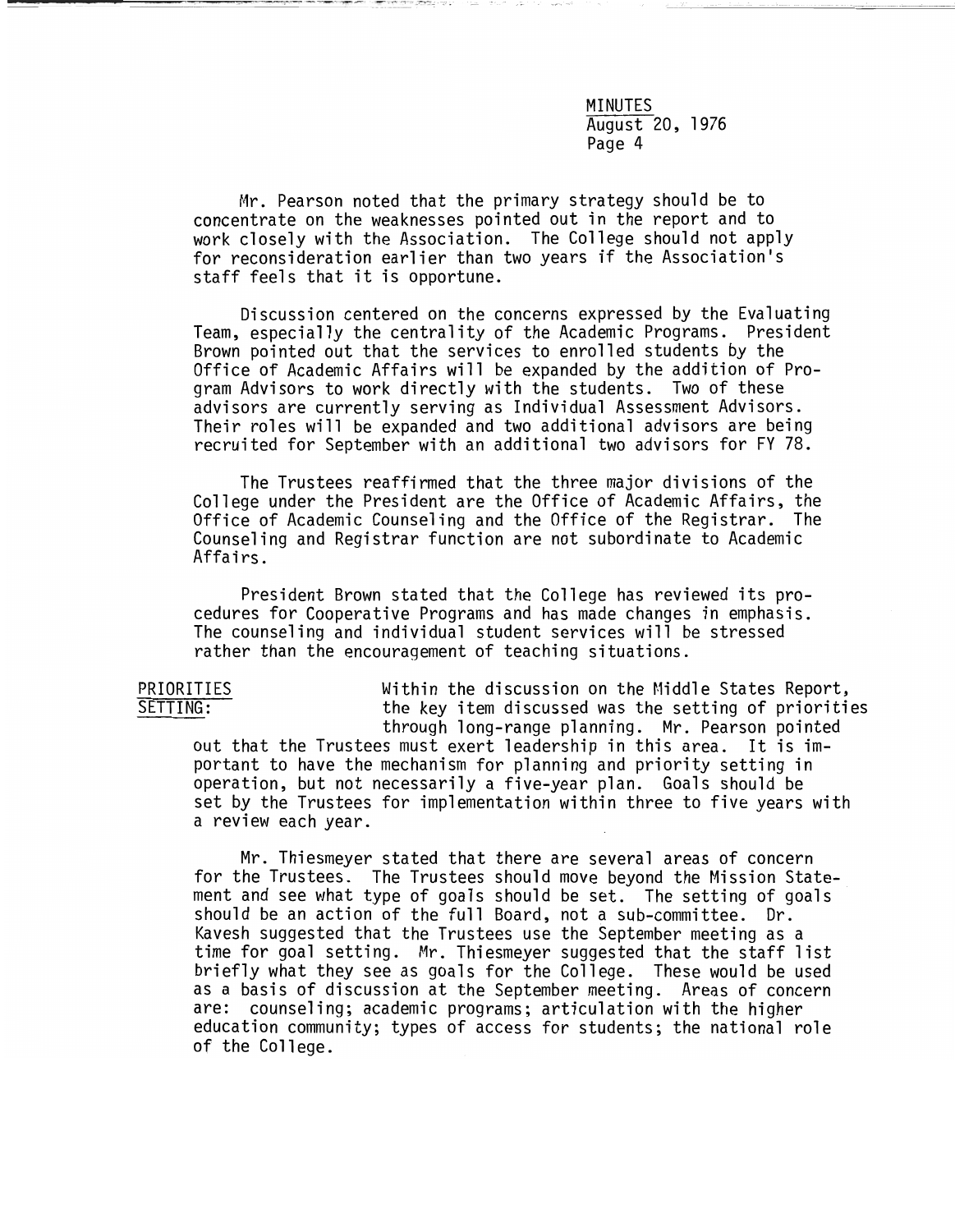Mr. Pearson noted that the primary strategy should be to concentrate on the weaknesses pointed out in the report and to work closely with the Association. The College should not apply for reconsideration earlier than two years if the Association's staff feels that it is opportune.

Discussion centered on the concerns expressed by the Evaluating Team, especially the centrality of the Academic Programs. President Brown pointed out that the services to enrolled students by the Office of Academic Affairs will be expanded by the addition of Program Advisors to work directly with the students. Two of these advisors are currently serving as Individual Assessment Advisors. Their roles will be expanded and two additional advisors are being recruited for September with an additional two advisors for FY 78.

The Trustees reaffirmed that the three major divisions of the College under the President are the Office of Academic Affairs, the Office of Academic Counseling and the Office of the Registrar. The Counseling and Registrar function are not subordinate to Academic Affairs.

President Brown stated that the College has reviewed its procedures for Cooperative Programs and has made changes in emphasis. The counseling and individual student services will be stressed rather than the encouragement of teaching situations.

PRIORITIES SETTING: Within the discussion on the Middle States Report, the key item discussed was the setting of priorities through long-range planning. Mr. Pearson pointed out that the Trustees must exert leadership in this area. It is important to have the mechanism for planning and priority setting in operation, but not necessarily a five-year plan. Goals should be set by the Trustees for implementation within three to five years with a review each year.

Mr. Thiesmeyer stated that there are several areas of concern for the Trustees. The Trustees should move beyond the Mission Statement and see what type of goals should be set. The setting of goals should be an action of the full Board, not a sub-committee. Dr. Kavesh suggested that the Trustees use the September meeting as a time for goal setting. Mr. Thiesmeyer suggested that the staff list briefly what they see as goals for the College. These would be used as a basis of discussion at the September meeting. Areas of concern are: counseling; academic programs; articulation with the higher education community; types of access for students; the national role of the College.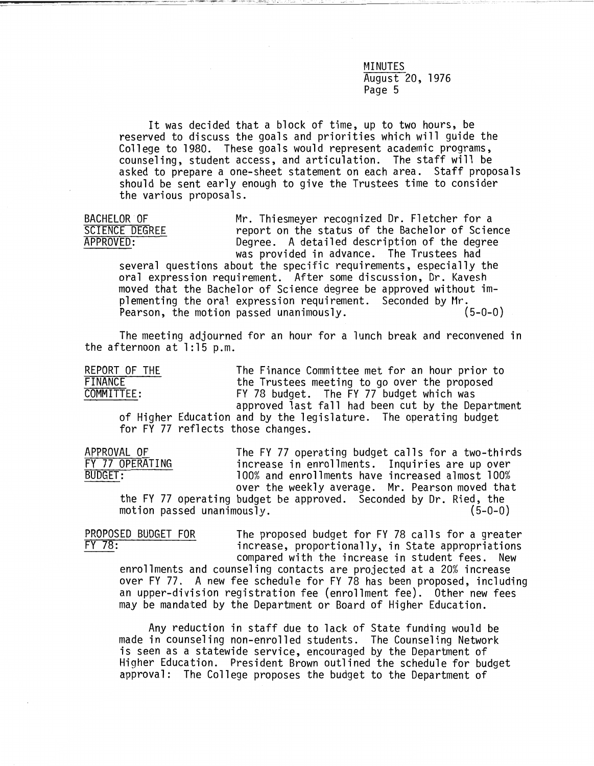It was decided that a block of time, up to two hours, be reserved to discuss the goals and priorities which will guide the College to 1980. These goals would represent academic programs, counseling, student access, and articulation. The staff will be asked to prepare a one-sheet statement on each area. Staff proposals should be sent early enough to give the Trustees time to consider the various proposals.

**BACHELOR OF SCIENCE DEGREE APPROVED:** Mr. Thiesmeyer recognized Dr. Fletcher for a report on the status of the Bachelor of Science Degree. A detailed description of the degree was provided in advance. The Trustees had several questions about the specific requirements, especially the oral expression requirement. After some discussion, Dr. Kavesh moved that the Bachelor of Science degree be approved without implementing the oral expression requirement. Seconded by Mr. Pearson, the motion passed unanimously. (5-0-0)

The meeting adjourned for an hour for a lunch break and reconvened in the afternoon at 1:15 p.m.

**REPORT OF THE FINANCE COMMITTEE:** The Finance Committee met for an hour prior to the Trustees meeting to go over the proposed FY 78 budget. The FY 77 budget which was approved last fall had been cut by the Department of Higher Education and by the legislature. The operating budget for FY 77 reflects those changes.

**APPROVAL OF FY 77 OPERATING BUDGET:** The FY 77 operating budget calls for a two-thirds increase in enrollments. Inquiries are up over 100% and enrollments have increased almost 100% over the weekly average. Mr. Pearson moved that the FY 77 operating budget be approved. Seconded by Dr. Ried, the motion passed unanimously. (5-0-0)

**PROPOSED BUDGET FOR FY 78:** The proposed budget for FY 78 calls for a greater increase, proportionally, in State appropriations compared with the increase in student fees. New enrollments and counseling contacts are projected at a 20% increase over FY 77. A new fee schedule for FY 78 has been proposed, including an upper-division registration fee (enrollment fee). Other new fees may be mandated by the Department or Board of Higher Education.

Any reduction in staff due to lack of State funding would be made in counseling non-enrolled students. The Counseling Network is seen as a statewide service, encouraged by the Department of Higher Education. President Brown outlined the schedule for budget approval: The College proposes the budget to the Department of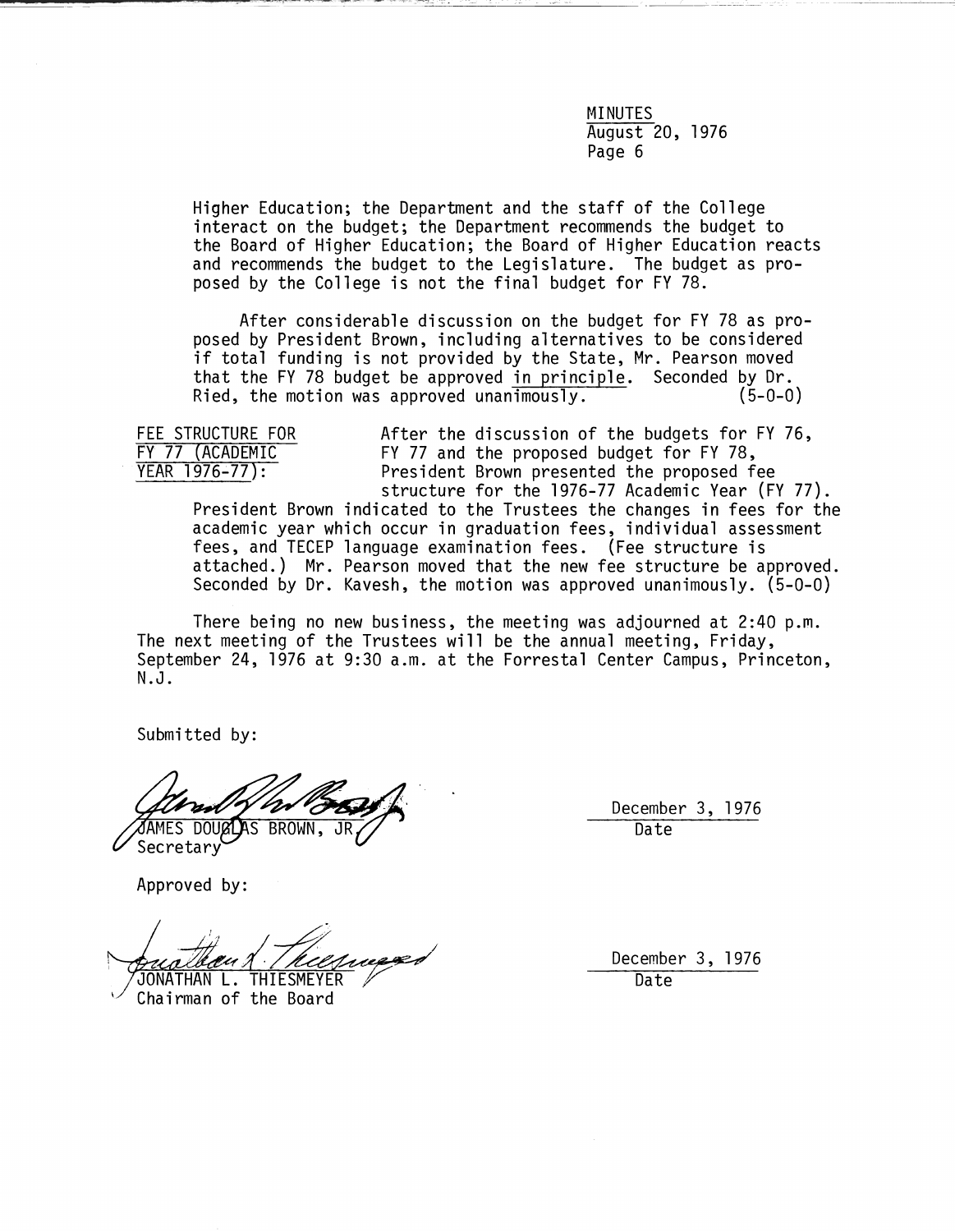Higher Education; the Department and the staff of the College interact on the budget; the Department recommends the budget to the Board of Higher Education; the Board of Higher Education reacts and recommends the budget to the Legislature. The budget as proposed by the College is not the final budget for FY 78.

After considerable discussion on the budget for FY 78 as proposed by President Brown, including alternatives to be considered if total funding is not provided by the State, Mr. Pearson moved that the FY 78 budget be approved <u>in principle</u>. Seconded by Dr. Ried, the motion was approved unanimously. (5-0-0)

<u>FEE STRUCTURE FOR FY 77 (ACADEMIC YEAR 1976-77):</u> After the discussion of the budgets for FY 76, FY 77 and the proposed budget for FY 78, President Brown presented the proposed fee structure for the 1976-77 Academic Year (FY 77). President Brown indicated to the Trustees the changes in fees for the academic year which occur in graduation fees, individual assessment fees, and TECEP language examination fees. (Fee structure is attached.) Mr. Pearson moved that the new fee structure be approved. Seconded by Dr. Kavesh, the motion was approved unanimously. (5-0-0)

There being no new business, the meeting was adjourned at 2:40 p.m. The next meeting of the Trustees will be the annual meeting, Friday, September 24, 1976 at 9:30 a.m. at the Forrestal Center Campus, Princeton, N.J.

Submitted by:

JAMES DOUGLAS BROWN, JR.
Secretary

December 3, 1976
Date

Approved by:

JONATHAN L. THIESMEYER
Chairman of the Board

December 3, 1976
Date